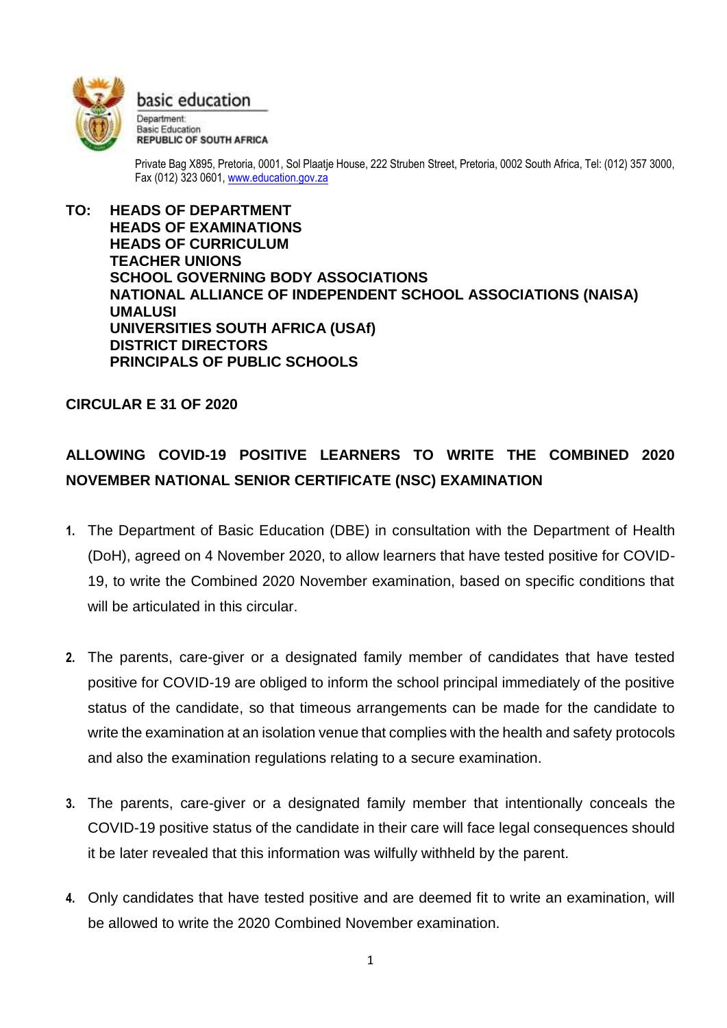basic education

Department:
Basic Education
REPUBLIC OF SOUTH AFRICA

Private Bag X895, Pretoria, 0001, Sol Plaatje House, 222 Struben Street, Pretoria, 0002 South Africa, Tel: (012) 357 3000, Fax (012) 323 0601, www.education.gov.za

**TO: HEADS OF DEPARTMENT**
**HEADS OF EXAMINATIONS**
**HEADS OF CURRICULUM**
**TEACHER UNIONS**
**SCHOOL GOVERNING BODY ASSOCIATIONS**
**NATIONAL ALLIANCE OF INDEPENDENT SCHOOL ASSOCIATIONS (NAISA)**
**UMALUSI**
**UNIVERSITIES SOUTH AFRICA (USAf)**
**DISTRICT DIRECTORS**
**PRINCIPALS OF PUBLIC SCHOOLS**

**CIRCULAR E 31 OF 2020**

## ALLOWING COVID-19 POSITIVE LEARNERS TO WRITE THE COMBINED 2020 NOVEMBER NATIONAL SENIOR CERTIFICATE (NSC) EXAMINATION

1. The Department of Basic Education (DBE) in consultation with the Department of Health (DoH), agreed on 4 November 2020, to allow learners that have tested positive for COVID-19, to write the Combined 2020 November examination, based on specific conditions that will be articulated in this circular.

2. The parents, care-giver or a designated family member of candidates that have tested positive for COVID-19 are obliged to inform the school principal immediately of the positive status of the candidate, so that timeous arrangements can be made for the candidate to write the examination at an isolation venue that complies with the health and safety protocols and also the examination regulations relating to a secure examination.

3. The parents, care-giver or a designated family member that intentionally conceals the COVID-19 positive status of the candidate in their care will face legal consequences should it be later revealed that this information was wilfully withheld by the parent.

4. Only candidates that have tested positive and are deemed fit to write an examination, will be allowed to write the 2020 Combined November examination.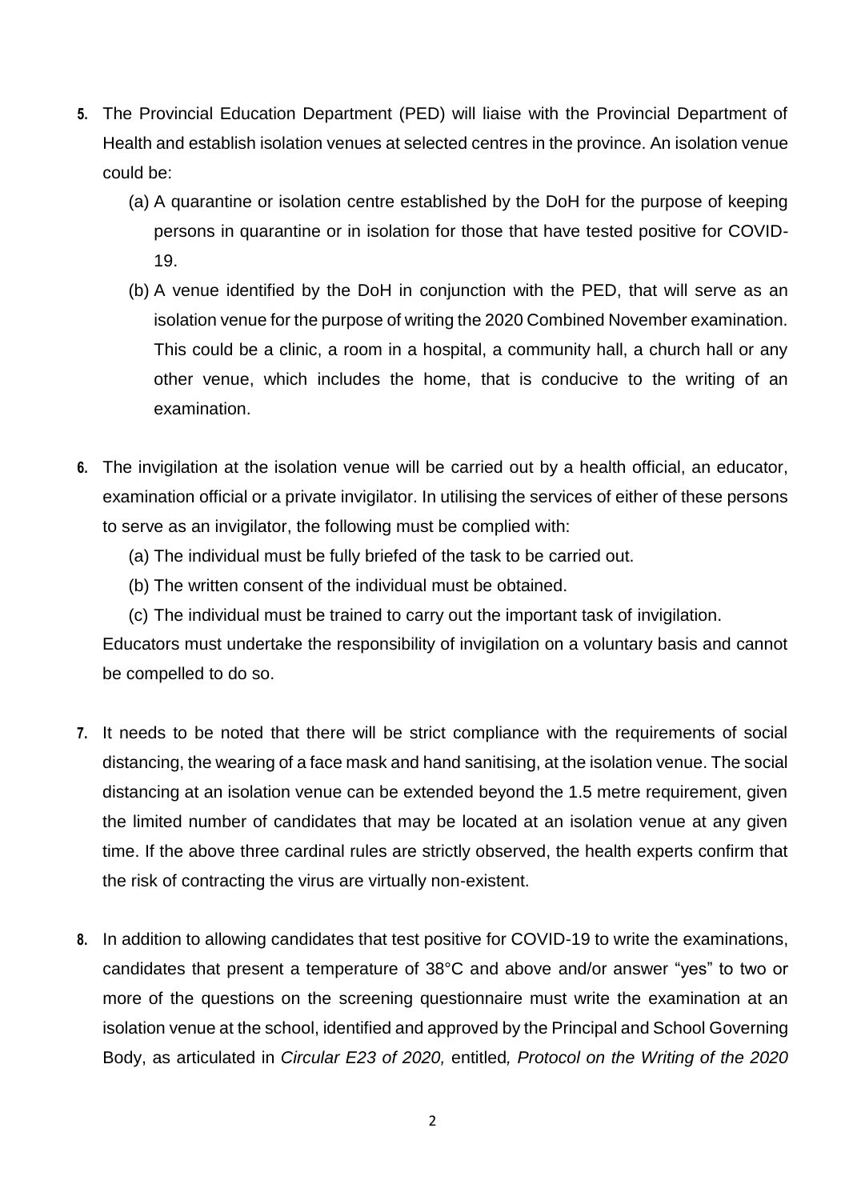**5.** The Provincial Education Department (PED) will liaise with the Provincial Department of Health and establish isolation venues at selected centres in the province. An isolation venue could be:

(a) A quarantine or isolation centre established by the DoH for the purpose of keeping persons in quarantine or in isolation for those that have tested positive for COVID-19.

(b) A venue identified by the DoH in conjunction with the PED, that will serve as an isolation venue for the purpose of writing the 2020 Combined November examination. This could be a clinic, a room in a hospital, a community hall, a church hall or any other venue, which includes the home, that is conducive to the writing of an examination.

**6.** The invigilation at the isolation venue will be carried out by a health official, an educator, examination official or a private invigilator. In utilising the services of either of these persons to serve as an invigilator, the following must be complied with:

(a) The individual must be fully briefed of the task to be carried out.

(b) The written consent of the individual must be obtained.

(c) The individual must be trained to carry out the important task of invigilation.

Educators must undertake the responsibility of invigilation on a voluntary basis and cannot be compelled to do so.

**7.** It needs to be noted that there will be strict compliance with the requirements of social distancing, the wearing of a face mask and hand sanitising, at the isolation venue. The social distancing at an isolation venue can be extended beyond the 1.5 metre requirement, given the limited number of candidates that may be located at an isolation venue at any given time. If the above three cardinal rules are strictly observed, the health experts confirm that the risk of contracting the virus are virtually non-existent.

**8.** In addition to allowing candidates that test positive for COVID-19 to write the examinations, candidates that present a temperature of 38°C and above and/or answer "yes" to two or more of the questions on the screening questionnaire must write the examination at an isolation venue at the school, identified and approved by the Principal and School Governing Body, as articulated in *Circular E23 of 2020,* entitled*, Protocol on the Writing of the 2020*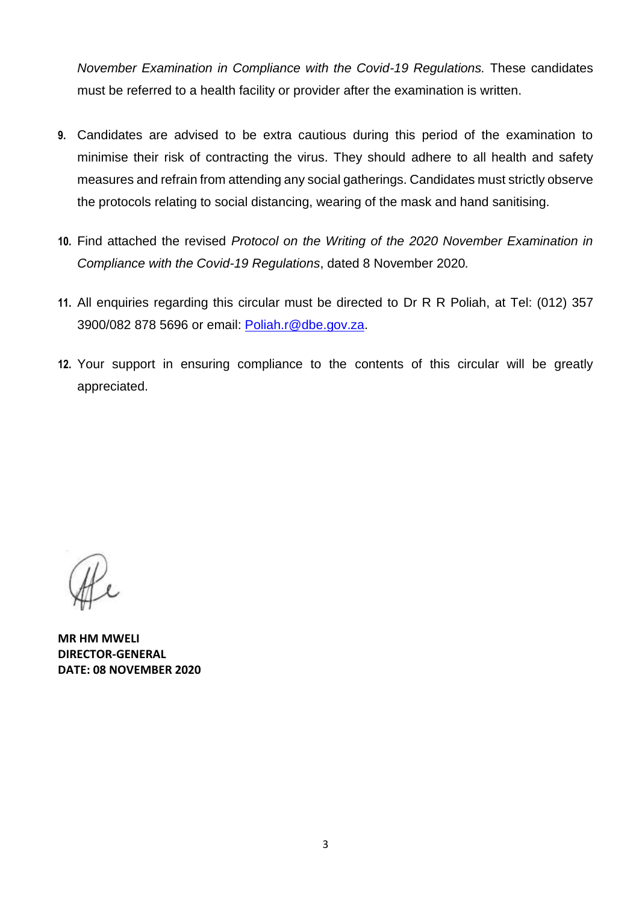*November Examination in Compliance with the Covid-19 Regulations.* These candidates must be referred to a health facility or provider after the examination is written.

9. Candidates are advised to be extra cautious during this period of the examination to minimise their risk of contracting the virus. They should adhere to all health and safety measures and refrain from attending any social gatherings. Candidates must strictly observe the protocols relating to social distancing, wearing of the mask and hand sanitising.

10. Find attached the revised *Protocol on the Writing of the 2020 November Examination in Compliance with the Covid-19 Regulations*, dated 8 November 2020*.*

11. All enquiries regarding this circular must be directed to Dr R R Poliah, at Tel: (012) 357 3900/082 878 5696 or email: Poliah.r@dbe.gov.za.

12. Your support in ensuring compliance to the contents of this circular will be greatly appreciated.

**MR HM MWELI**
**DIRECTOR-GENERAL**
**DATE: 08 NOVEMBER 2020**